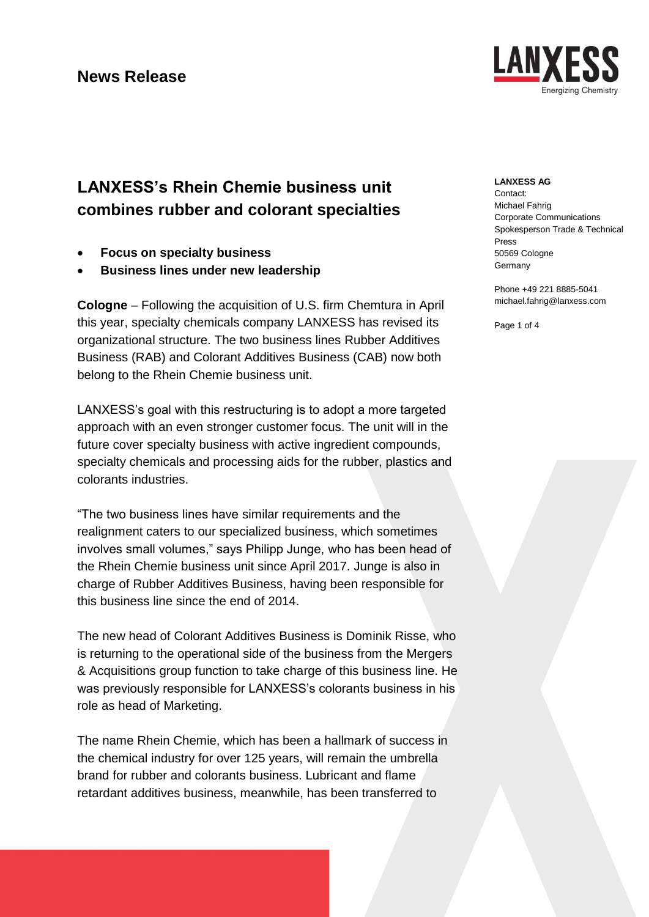# News Release

**LANXESS AG**
Contact:
Michael Fahrig
Corporate Communications
Spokesperson Trade & Technical Press
50569 Cologne
Germany

Phone +49 221 8885-5041
michael.fahrig@lanxess.com

## LANXESS's Rhein Chemie business unit combines rubber and colorant specialties

- **Focus on specialty business**
- **Business lines under new leadership**

**Cologne** – Following the acquisition of U.S. firm Chemtura in April this year, specialty chemicals company LANXESS has revised its organizational structure. The two business lines Rubber Additives Business (RAB) and Colorant Additives Business (CAB) now both belong to the Rhein Chemie business unit.

LANXESS's goal with this restructuring is to adopt a more targeted approach with an even stronger customer focus. The unit will in the future cover specialty business with active ingredient compounds, specialty chemicals and processing aids for the rubber, plastics and colorants industries.

"The two business lines have similar requirements and the realignment caters to our specialized business, which sometimes involves small volumes," says Philipp Junge, who has been head of the Rhein Chemie business unit since April 2017. Junge is also in charge of Rubber Additives Business, having been responsible for this business line since the end of 2014.

The new head of Colorant Additives Business is Dominik Risse, who is returning to the operational side of the business from the Mergers & Acquisitions group function to take charge of this business line. He was previously responsible for LANXESS's colorants business in his role as head of Marketing.

The name Rhein Chemie, which has been a hallmark of success in the chemical industry for over 125 years, will remain the umbrella brand for rubber and colorants business. Lubricant and flame retardant additives business, meanwhile, has been transferred to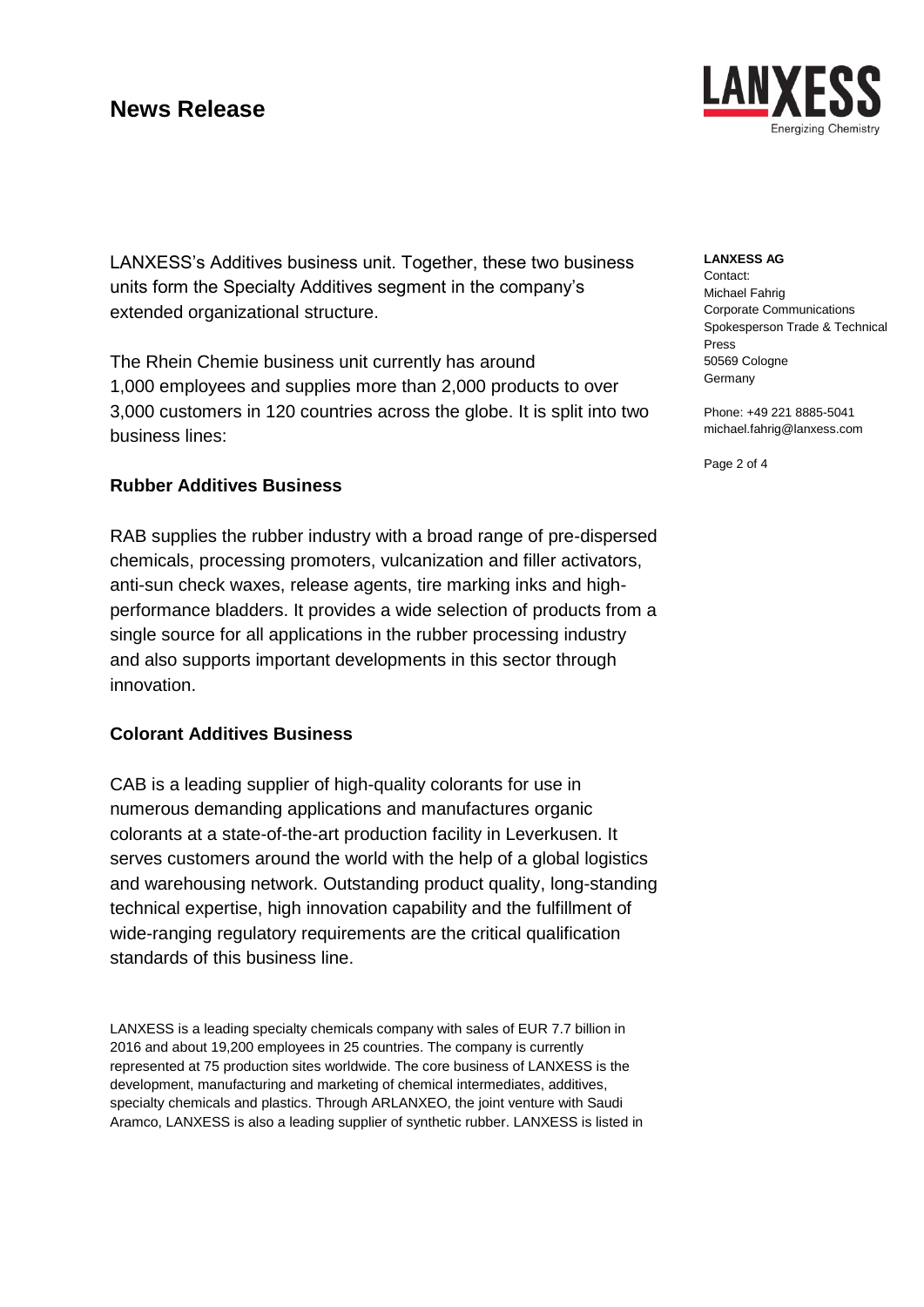LANXESS's Additives business unit. Together, these two business units form the Specialty Additives segment in the company's extended organizational structure.

The Rhein Chemie business unit currently has around 1,000 employees and supplies more than 2,000 products to over 3,000 customers in 120 countries across the globe. It is split into two business lines:

**LANXESS AG**
Contact:
Michael Fahrig
Corporate Communications
Spokesperson Trade & Technical Press
50569 Cologne
Germany

Phone: +49 221 8885-5041
michael.fahrig@lanxess.com

### Rubber Additives Business

RAB supplies the rubber industry with a broad range of pre-dispersed chemicals, processing promoters, vulcanization and filler activators, anti-sun check waxes, release agents, tire marking inks and high-performance bladders. It provides a wide selection of products from a single source for all applications in the rubber processing industry and also supports important developments in this sector through innovation.

### Colorant Additives Business

CAB is a leading supplier of high-quality colorants for use in numerous demanding applications and manufactures organic colorants at a state-of-the-art production facility in Leverkusen. It serves customers around the world with the help of a global logistics and warehousing network. Outstanding product quality, long-standing technical expertise, high innovation capability and the fulfillment of wide-ranging regulatory requirements are the critical qualification standards of this business line.

LANXESS is a leading specialty chemicals company with sales of EUR 7.7 billion in 2016 and about 19,200 employees in 25 countries. The company is currently represented at 75 production sites worldwide. The core business of LANXESS is the development, manufacturing and marketing of chemical intermediates, additives, specialty chemicals and plastics. Through ARLANXEO, the joint venture with Saudi Aramco, LANXESS is also a leading supplier of synthetic rubber. LANXESS is listed in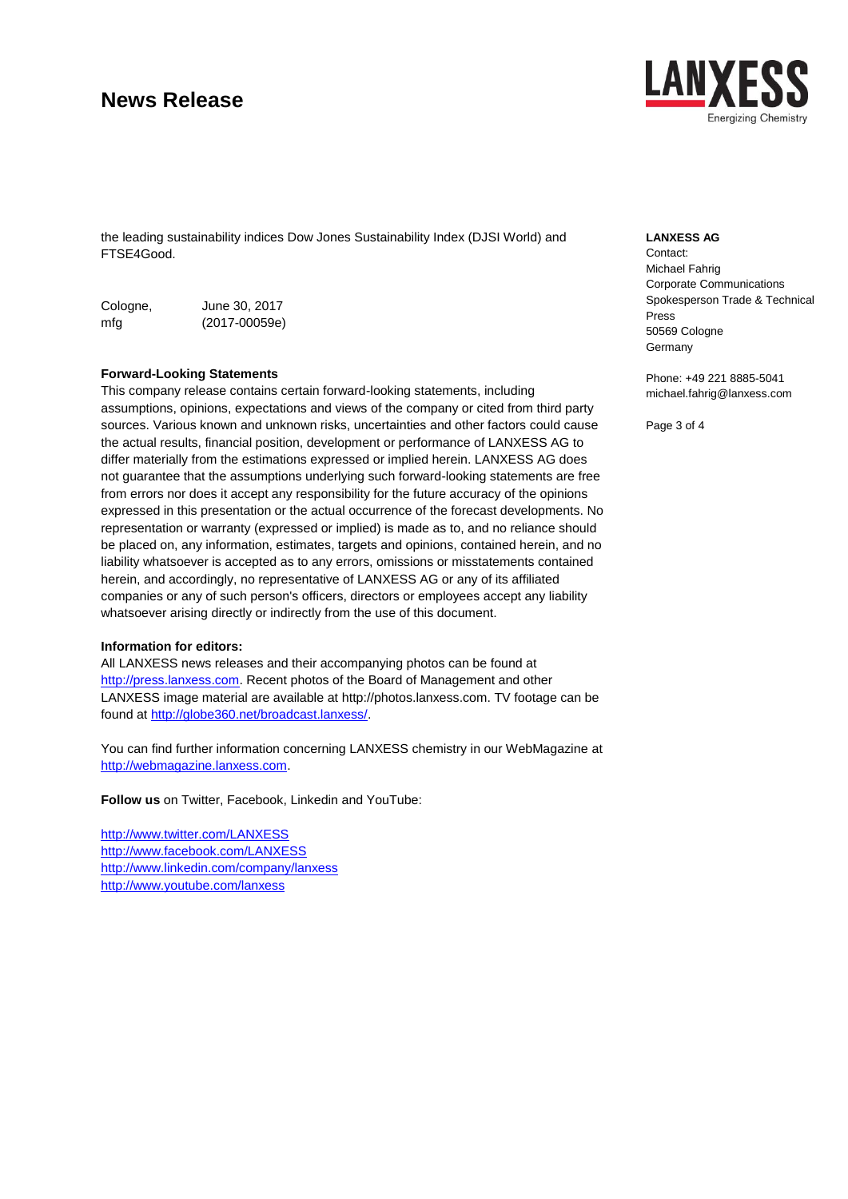the leading sustainability indices Dow Jones Sustainability Index (DJSI World) and FTSE4Good.

Cologne, June 30, 2017
mfg (2017-00059e)

**Forward-Looking Statements**
This company release contains certain forward-looking statements, including assumptions, opinions, expectations and views of the company or cited from third party sources. Various known and unknown risks, uncertainties and other factors could cause the actual results, financial position, development or performance of LANXESS AG to differ materially from the estimations expressed or implied herein. LANXESS AG does not guarantee that the assumptions underlying such forward-looking statements are free from errors nor does it accept any responsibility for the future accuracy of the opinions expressed in this presentation or the actual occurrence of the forecast developments. No representation or warranty (expressed or implied) is made as to, and no reliance should be placed on, any information, estimates, targets and opinions, contained herein, and no liability whatsoever is accepted as to any errors, omissions or misstatements contained herein, and accordingly, no representative of LANXESS AG or any of its affiliated companies or any of such person's officers, directors or employees accept any liability whatsoever arising directly or indirectly from the use of this document.

**Information for editors:**
All LANXESS news releases and their accompanying photos can be found at http://press.lanxess.com. Recent photos of the Board of Management and other LANXESS image material are available at http://photos.lanxess.com. TV footage can be found at http://globe360.net/broadcast.lanxess/.

You can find further information concerning LANXESS chemistry in our WebMagazine at http://webmagazine.lanxess.com.

**Follow us** on Twitter, Facebook, Linkedin and YouTube:

http://www.twitter.com/LANXESS
http://www.facebook.com/LANXESS
http://www.linkedin.com/company/lanxess
http://www.youtube.com/lanxess

**LANXESS AG**
Contact:
Michael Fahrig
Corporate Communications
Spokesperson Trade & Technical Press
50569 Cologne
Germany

Phone: +49 221 8885-5041
michael.fahrig@lanxess.com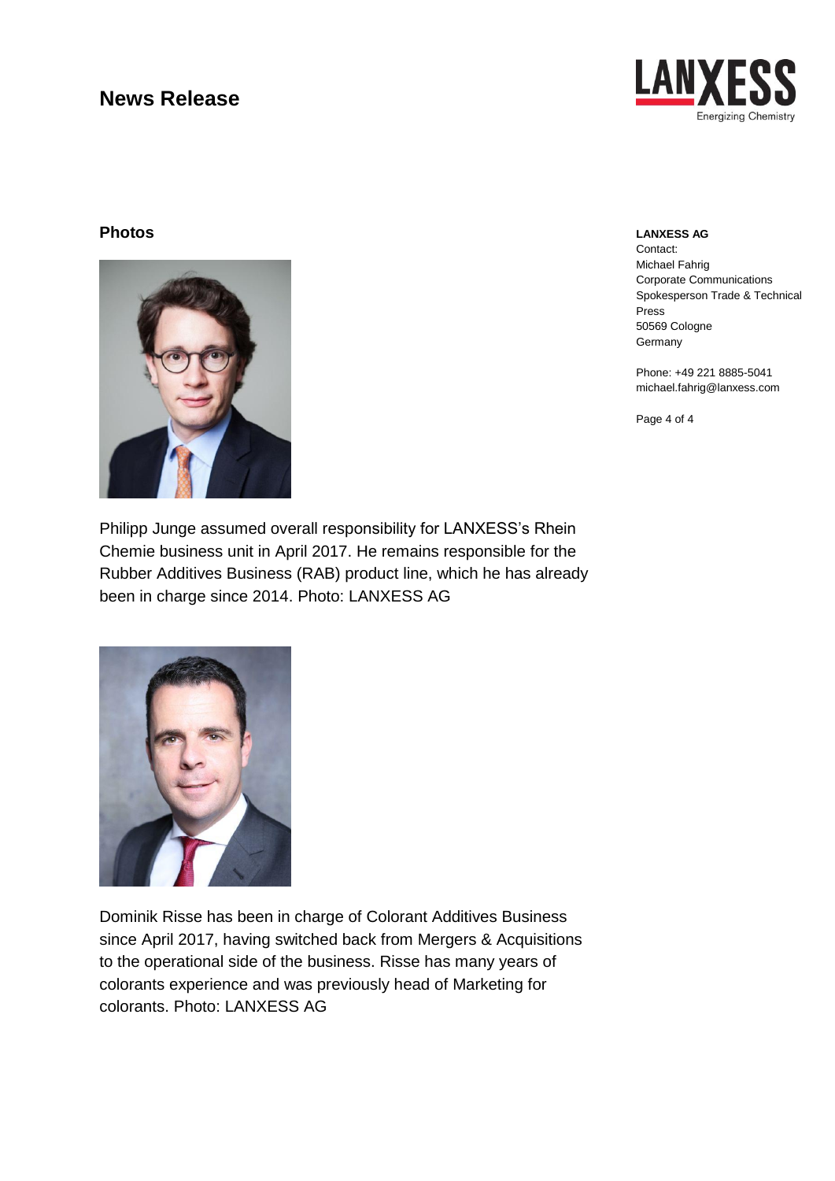## Photos

Philipp Junge assumed overall responsibility for LANXESS's Rhein Chemie business unit in April 2017. He remains responsible for the Rubber Additives Business (RAB) product line, which he has already been in charge since 2014. Photo: LANXESS AG

Dominik Risse has been in charge of Colorant Additives Business since April 2017, having switched back from Mergers & Acquisitions to the operational side of the business. Risse has many years of colorants experience and was previously head of Marketing for colorants. Photo: LANXESS AG

**LANXESS AG**
Contact:
Michael Fahrig
Corporate Communications
Spokesperson Trade & Technical Press
50569 Cologne
Germany

Phone: +49 221 8885-5041
michael.fahrig@lanxess.com